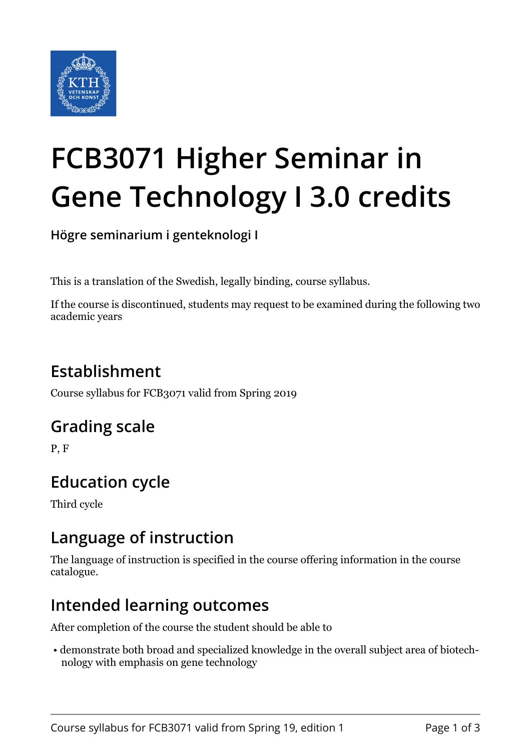# FCB3071 Higher Seminar in Gene Technology I 3.0 credits

**Högre seminarium i genteknologi I**

This is a translation of the Swedish, legally binding, course syllabus.

If the course is discontinued, students may request to be examined during the following two academic years

## Establishment

Course syllabus for FCB3071 valid from Spring 2019

## Grading scale

P, F

## Education cycle

Third cycle

## Language of instruction

The language of instruction is specified in the course offering information in the course catalogue.

## Intended learning outcomes

After completion of the course the student should be able to

- demonstrate both broad and specialized knowledge in the overall subject area of biotechnology with emphasis on gene technology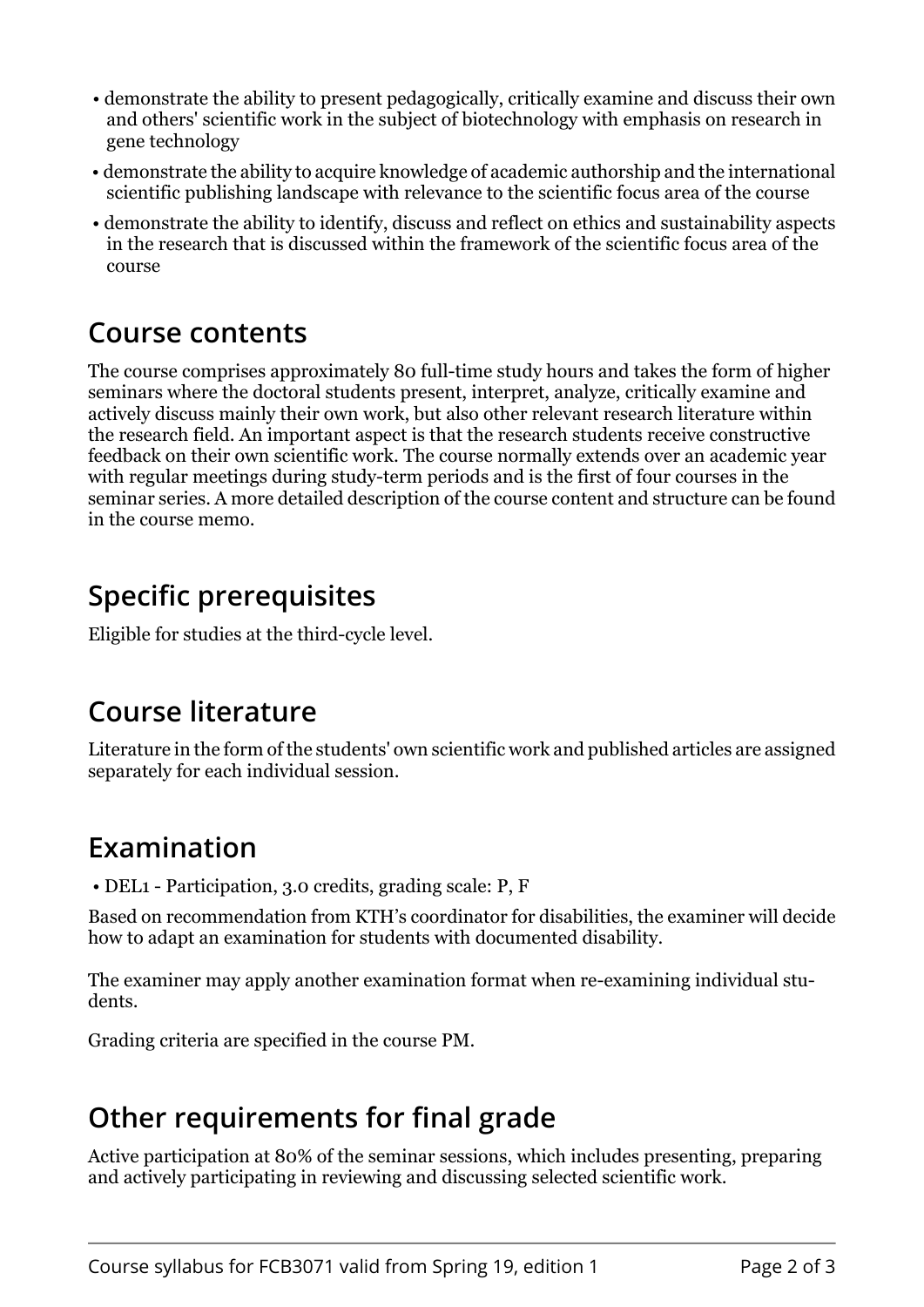- demonstrate the ability to present pedagogically, critically examine and discuss their own and others' scientific work in the subject of biotechnology with emphasis on research in gene technology
- demonstrate the ability to acquire knowledge of academic authorship and the international scientific publishing landscape with relevance to the scientific focus area of the course
- demonstrate the ability to identify, discuss and reflect on ethics and sustainability aspects in the research that is discussed within the framework of the scientific focus area of the course

## Course contents

The course comprises approximately 80 full-time study hours and takes the form of higher seminars where the doctoral students present, interpret, analyze, critically examine and actively discuss mainly their own work, but also other relevant research literature within the research field. An important aspect is that the research students receive constructive feedback on their own scientific work. The course normally extends over an academic year with regular meetings during study-term periods and is the first of four courses in the seminar series. A more detailed description of the course content and structure can be found in the course memo.

## Specific prerequisites

Eligible for studies at the third-cycle level.

## Course literature

Literature in the form of the students' own scientific work and published articles are assigned separately for each individual session.

## Examination

- DEL1 - Participation, 3.0 credits, grading scale: P, F

Based on recommendation from KTH's coordinator for disabilities, the examiner will decide how to adapt an examination for students with documented disability.

The examiner may apply another examination format when re-examining individual students.

Grading criteria are specified in the course PM.

## Other requirements for final grade

Active participation at 80% of the seminar sessions, which includes presenting, preparing and actively participating in reviewing and discussing selected scientific work.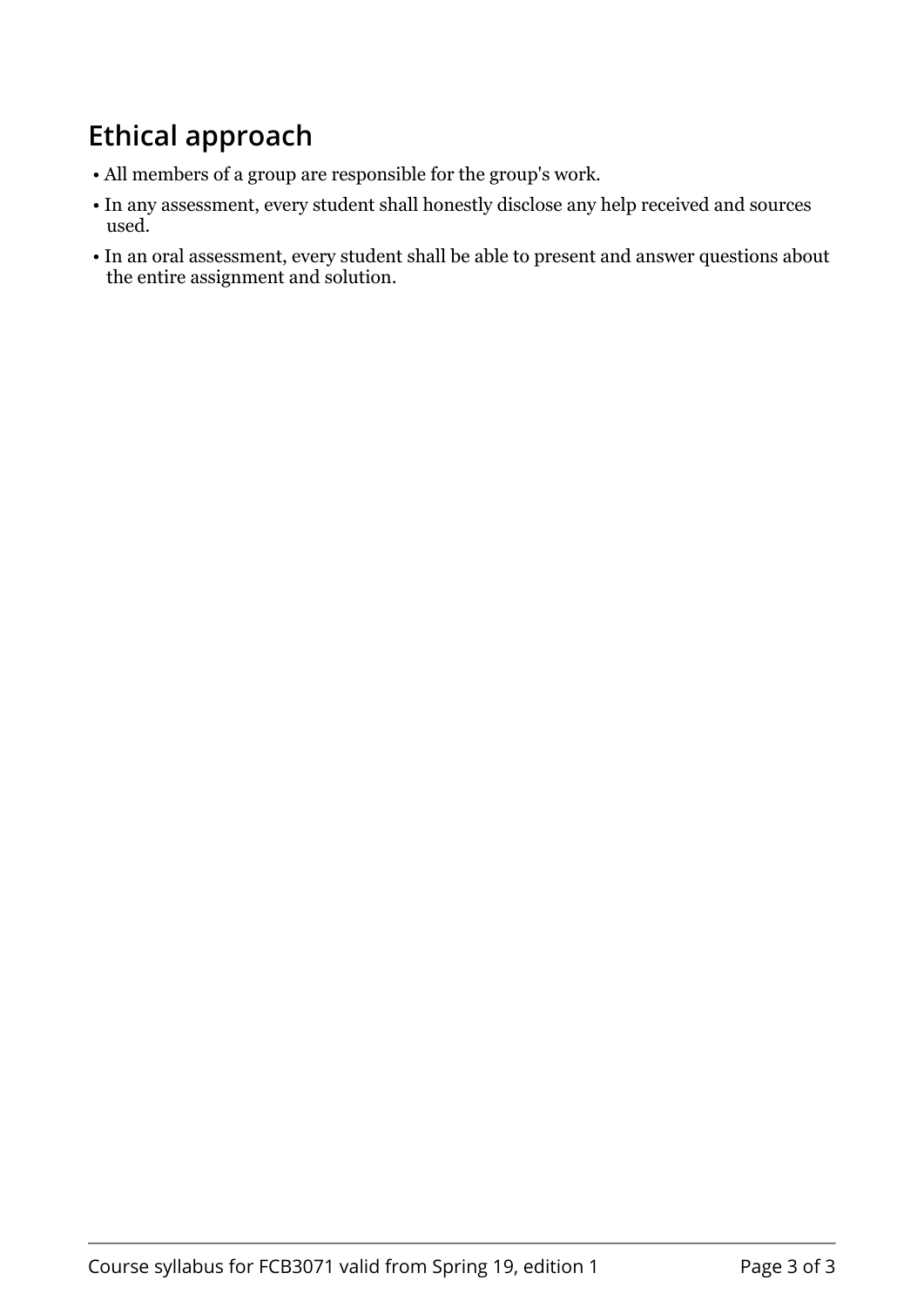## Ethical approach

- All members of a group are responsible for the group's work.
- In any assessment, every student shall honestly disclose any help received and sources used.
- In an oral assessment, every student shall be able to present and answer questions about the entire assignment and solution.